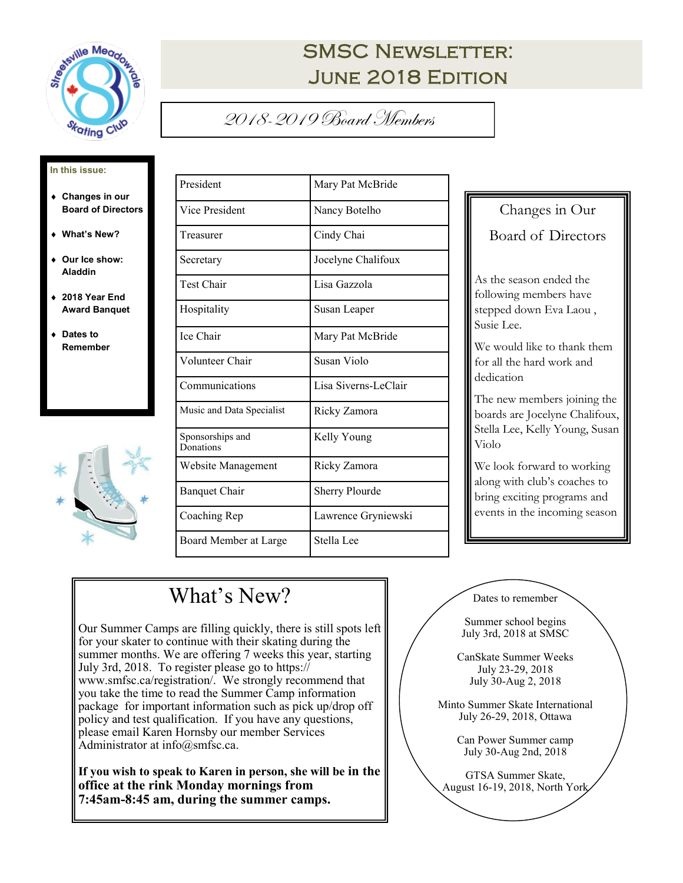# SMSC Newsletter: June 2018 Edition

**In this issue:**

- Changes in our Board of Directors
- What's New?
- Our Ice show: Aladdin
- 2018 Year End Award Banquet
- Dates to Remember

## 2018-2019 Board Members

| | |
|---|---|
| President | Mary Pat McBride |
| Vice President | Nancy Botelho |
| Treasurer | Cindy Chai |
| Secretary | Jocelyne Chalifoux |
| Test Chair | Lisa Gazzola |
| Hospitality | Susan Leaper |
| Ice Chair | Mary Pat McBride |
| Volunteer Chair | Susan Violo |
| Communications | Lisa Siverns-LeClair |
| Music and Data Specialist | Ricky Zamora |
| Sponsorships and Donations | Kelly Young |
| Website Management | Ricky Zamora |
| Banquet Chair | Sherry Plourde |
| Coaching Rep | Lawrence Gryniewski |
| Board Member at Large | Stella Lee |

## Changes in Our Board of Directors

As the season ended the following members have stepped down Eva Laou , Susie Lee.

We would like to thank them for all the hard work and dedication

The new members joining the boards are Jocelyne Chalifoux, Stella Lee, Kelly Young, Susan Violo

We look forward to working along with club's coaches to bring exciting programs and events in the incoming season

## What's New?

Our Summer Camps are filling quickly, there is still spots left for your skater to continue with their skating during the summer months. We are offering 7 weeks this year, starting July 3rd, 2018. To register please go to https://www.smfsc.ca/registration/. We strongly recommend that you take the time to read the Summer Camp information package for important information such as pick up/drop off policy and test qualification. If you have any questions, please email Karen Hornsby our member Services Administrator at info@smfsc.ca.

**If you wish to speak to Karen in person, she will be in the office at the rink Monday mornings from 7:45am-8:45 am, during the summer camps.**

## Dates to remember

Summer school begins
July 3rd, 2018 at SMSC

CanSkate Summer Weeks
July 23-29, 2018
July 30-Aug 2, 2018

Minto Summer Skate International
July 26-29, 2018, Ottawa

Can Power Summer camp
July 30-Aug 2nd, 2018

GTSA Summer Skate,
August 16-19, 2018, North York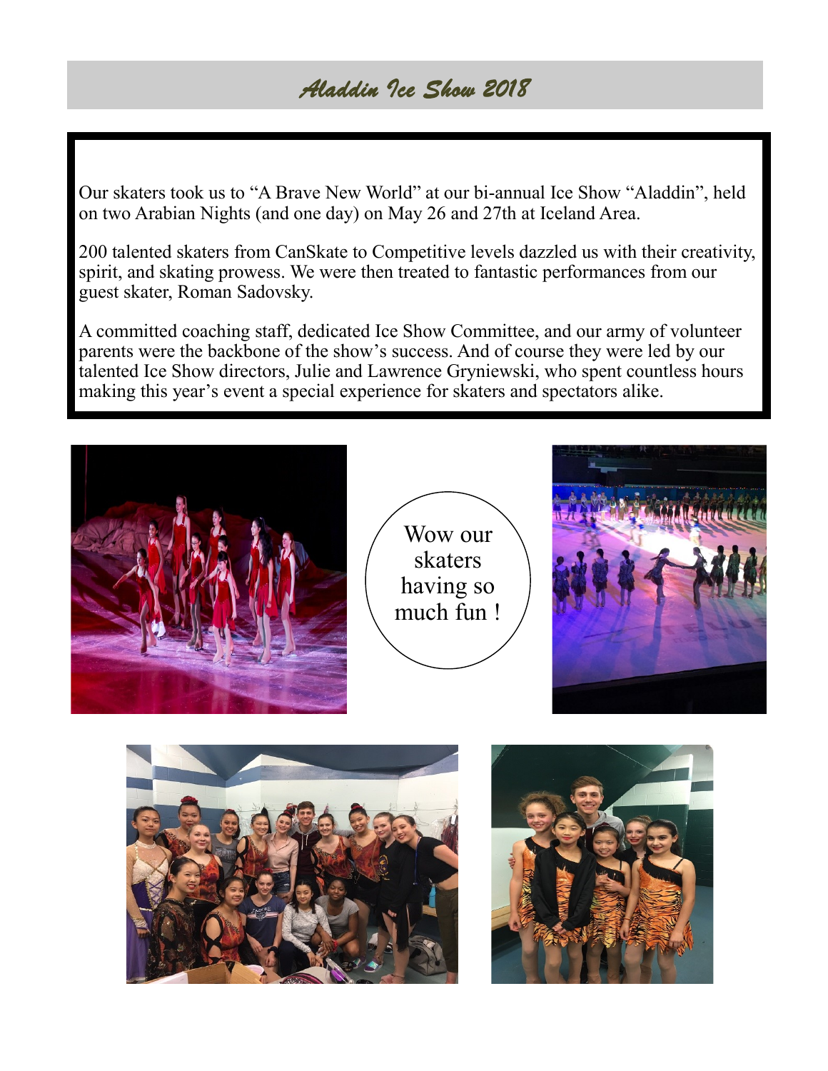# *Aladdin Ice Show 2018*

Our skaters took us to “A Brave New World” at our bi-annual Ice Show “Aladdin”, held on two Arabian Nights (and one day) on May 26 and 27th at Iceland Area.

200 talented skaters from CanSkate to Competitive levels dazzled us with their creativity, spirit, and skating prowess. We were then treated to fantastic performances from our guest skater, Roman Sadovsky.

A committed coaching staff, dedicated Ice Show Committee, and our army of volunteer parents were the backbone of the show’s success. And of course they were led by our talented Ice Show directors, Julie and Lawrence Gryniewski, who spent countless hours making this year’s event a special experience for skaters and spectators alike.

Wow our skaters having so much fun !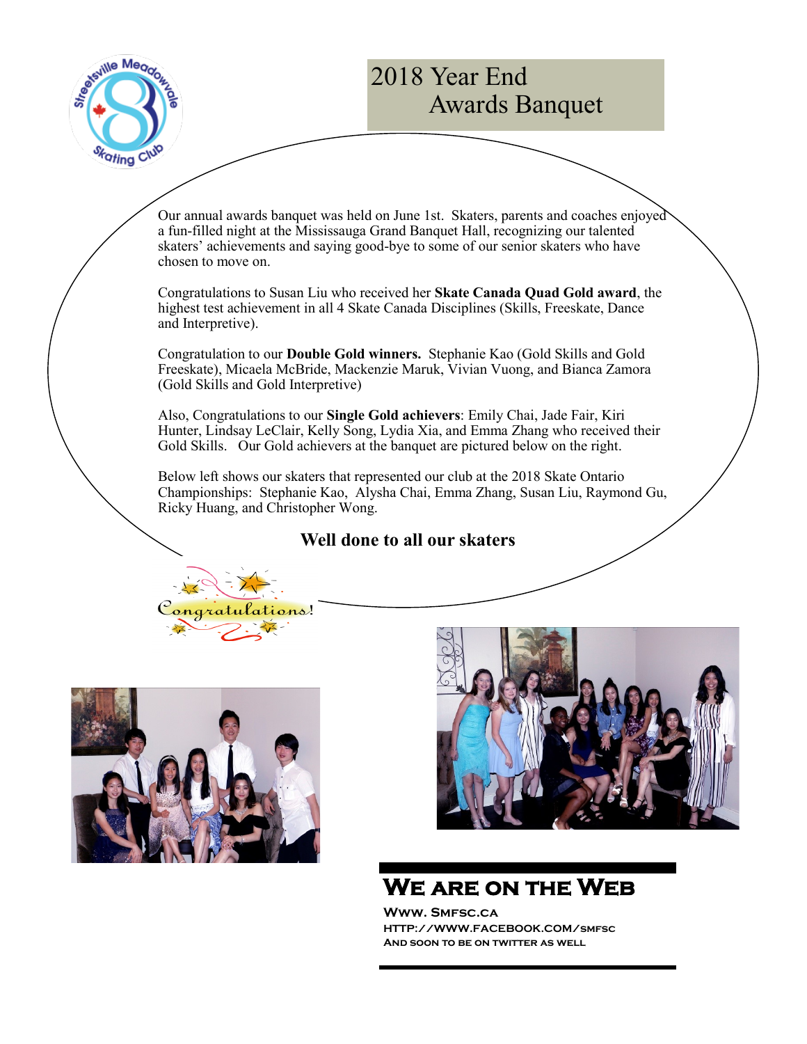# 2018 Year End Awards Banquet

Our annual awards banquet was held on June 1st. Skaters, parents and coaches enjoyed a fun-filled night at the Mississauga Grand Banquet Hall, recognizing our talented skaters' achievements and saying good-bye to some of our senior skaters who have chosen to move on.

Congratulations to Susan Liu who received her **Skate Canada Quad Gold award**, the highest test achievement in all 4 Skate Canada Disciplines (Skills, Freeskate, Dance and Interpretive).

Congratulation to our **Double Gold winners.** Stephanie Kao (Gold Skills and Gold Freeskate), Micaela McBride, Mackenzie Maruk, Vivian Vuong, and Bianca Zamora (Gold Skills and Gold Interpretive)

Also, Congratulations to our **Single Gold achievers**: Emily Chai, Jade Fair, Kiri Hunter, Lindsay LeClair, Kelly Song, Lydia Xia, and Emma Zhang who received their Gold Skills. Our Gold achievers at the banquet are pictured below on the right.

Below left shows our skaters that represented our club at the 2018 Skate Ontario Championships: Stephanie Kao, Alysha Chai, Emma Zhang, Susan Liu, Raymond Gu, Ricky Huang, and Christopher Wong.

**Well done to all our skaters**

## We are on the Web

**Www. Smfsc.ca**
**http://www.facebook.com/smfsc**
**And soon to be on twitter as well**